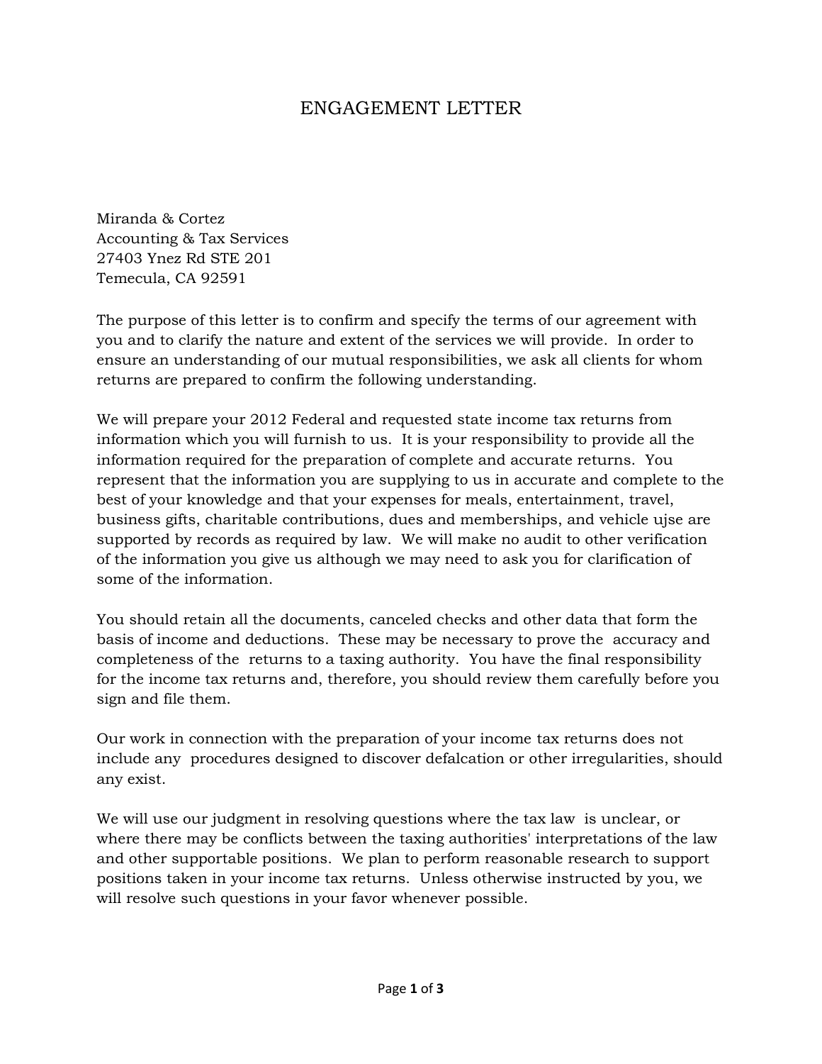# ENGAGEMENT LETTER

Miranda & Cortez
Accounting & Tax Services
27403 Ynez Rd STE 201
Temecula, CA 92591

The purpose of this letter is to confirm and specify the terms of our agreement with you and to clarify the nature and extent of the services we will provide. In order to ensure an understanding of our mutual responsibilities, we ask all clients for whom returns are prepared to confirm the following understanding.

We will prepare your 2012 Federal and requested state income tax returns from information which you will furnish to us. It is your responsibility to provide all the information required for the preparation of complete and accurate returns. You represent that the information you are supplying to us in accurate and complete to the best of your knowledge and that your expenses for meals, entertainment, travel, business gifts, charitable contributions, dues and memberships, and vehicle ujse are supported by records as required by law. We will make no audit to other verification of the information you give us although we may need to ask you for clarification of some of the information.

You should retain all the documents, canceled checks and other data that form the basis of income and deductions. These may be necessary to prove the accuracy and completeness of the returns to a taxing authority. You have the final responsibility for the income tax returns and, therefore, you should review them carefully before you sign and file them.

Our work in connection with the preparation of your income tax returns does not include any procedures designed to discover defalcation or other irregularities, should any exist.

We will use our judgment in resolving questions where the tax law is unclear, or where there may be conflicts between the taxing authorities' interpretations of the law and other supportable positions. We plan to perform reasonable research to support positions taken in your income tax returns. Unless otherwise instructed by you, we will resolve such questions in your favor whenever possible.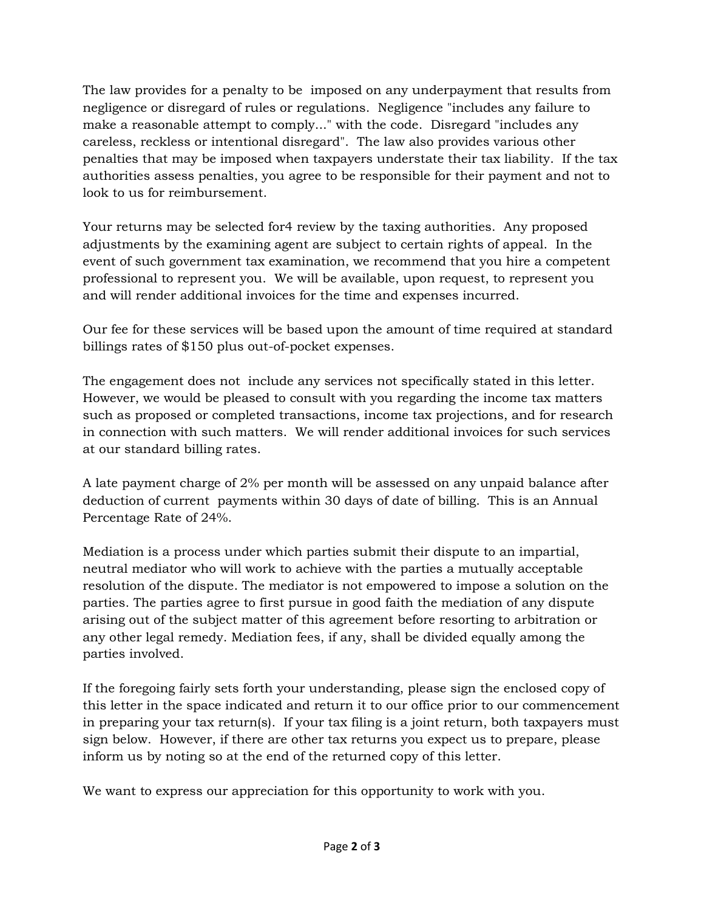The law provides for a penalty to be imposed on any underpayment that results from negligence or disregard of rules or regulations. Negligence "includes any failure to make a reasonable attempt to comply..." with the code. Disregard "includes any careless, reckless or intentional disregard". The law also provides various other penalties that may be imposed when taxpayers understate their tax liability. If the tax authorities assess penalties, you agree to be responsible for their payment and not to look to us for reimbursement.

Your returns may be selected for4 review by the taxing authorities. Any proposed adjustments by the examining agent are subject to certain rights of appeal. In the event of such government tax examination, we recommend that you hire a competent professional to represent you. We will be available, upon request, to represent you and will render additional invoices for the time and expenses incurred.

Our fee for these services will be based upon the amount of time required at standard billings rates of $150 plus out-of-pocket expenses.

The engagement does not include any services not specifically stated in this letter. However, we would be pleased to consult with you regarding the income tax matters such as proposed or completed transactions, income tax projections, and for research in connection with such matters. We will render additional invoices for such services at our standard billing rates.

A late payment charge of 2% per month will be assessed on any unpaid balance after deduction of current payments within 30 days of date of billing. This is an Annual Percentage Rate of 24%.

Mediation is a process under which parties submit their dispute to an impartial, neutral mediator who will work to achieve with the parties a mutually acceptable resolution of the dispute. The mediator is not empowered to impose a solution on the parties. The parties agree to first pursue in good faith the mediation of any dispute arising out of the subject matter of this agreement before resorting to arbitration or any other legal remedy. Mediation fees, if any, shall be divided equally among the parties involved.

If the foregoing fairly sets forth your understanding, please sign the enclosed copy of this letter in the space indicated and return it to our office prior to our commencement in preparing your tax return(s). If your tax filing is a joint return, both taxpayers must sign below. However, if there are other tax returns you expect us to prepare, please inform us by noting so at the end of the returned copy of this letter.

We want to express our appreciation for this opportunity to work with you.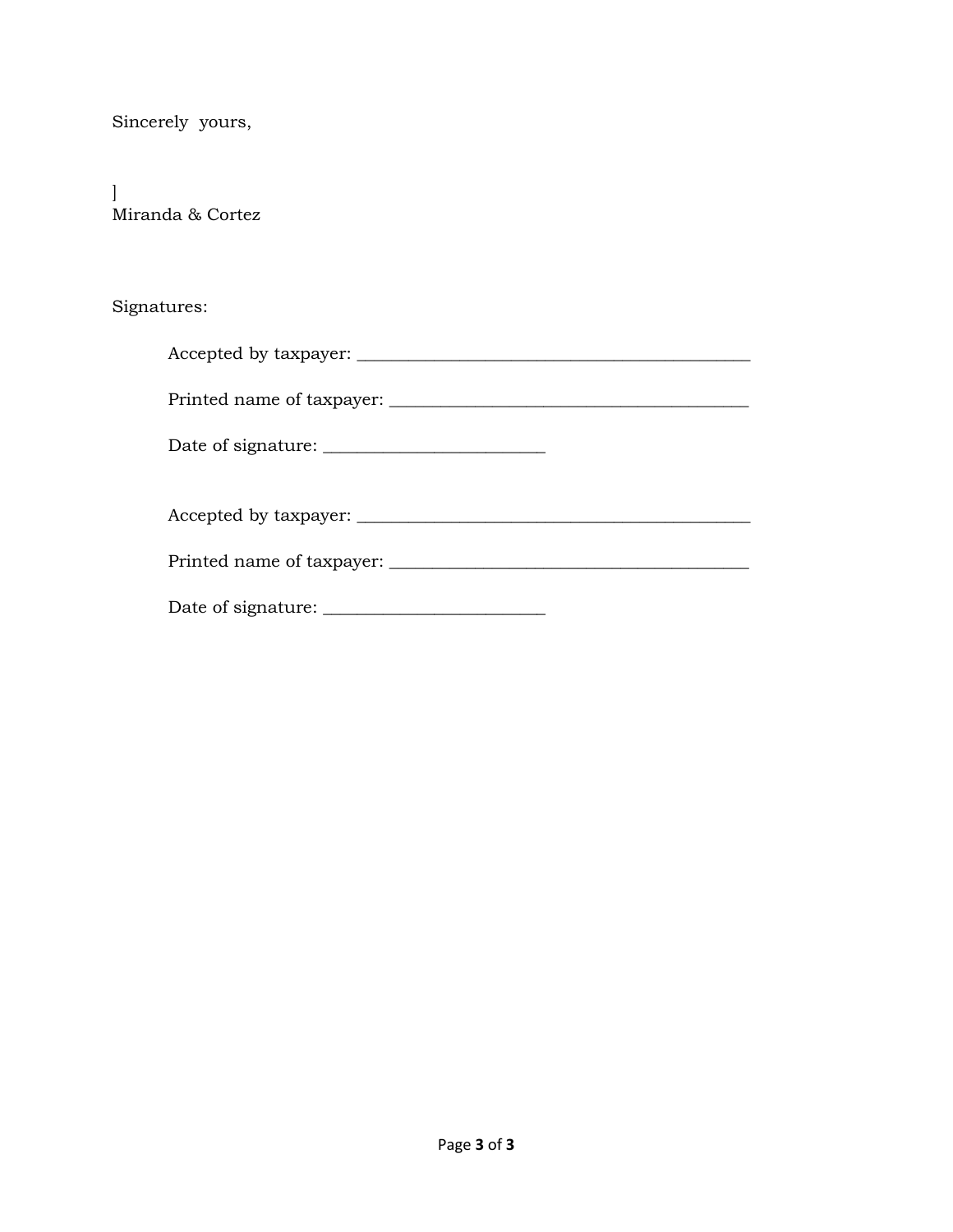Sincerely yours,

]
Miranda & Cortez

Signatures:

Accepted by taxpayer: _____________________________________________

Printed name of taxpayer: ________________________________________

Date of signature: _________________________

Accepted by taxpayer: _____________________________________________

Printed name of taxpayer: ________________________________________

Date of signature: _________________________